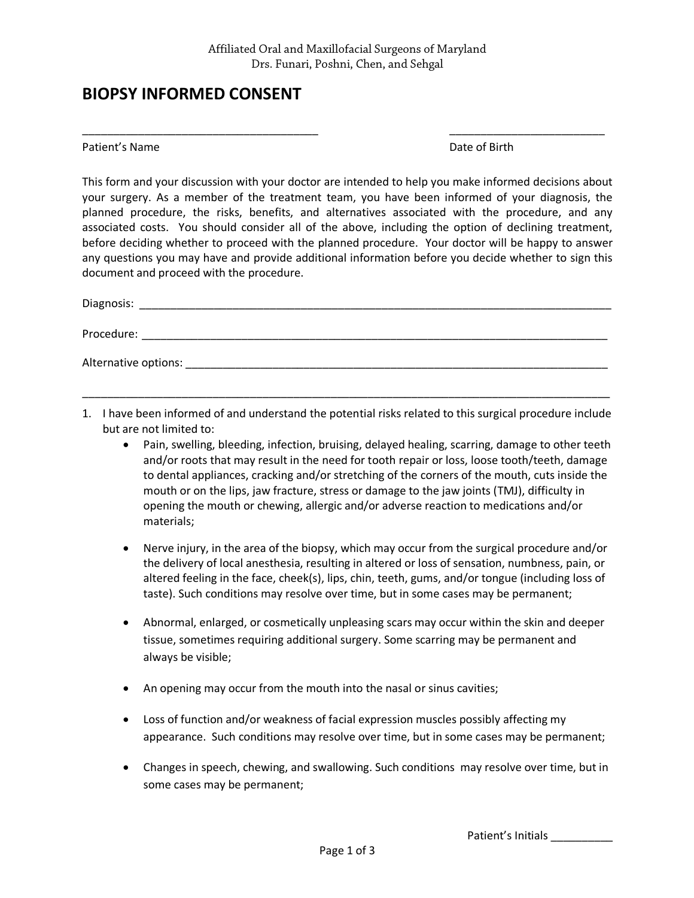Affiliated Oral and Maxillofacial Surgeons of Maryland
Drs. Funari, Poshni, Chen, and Sehgal

# BIOPSY INFORMED CONSENT

______________________________________ &nbsp;&nbsp;&nbsp;&nbsp;&nbsp;&nbsp;&nbsp;&nbsp; _________________________

Patient's Name &nbsp;&nbsp;&nbsp;&nbsp;&nbsp;&nbsp;&nbsp;&nbsp;&nbsp;&nbsp;&nbsp;&nbsp;&nbsp;&nbsp;&nbsp;&nbsp;&nbsp;&nbsp;&nbsp;&nbsp;&nbsp;&nbsp;&nbsp;&nbsp;&nbsp;&nbsp;&nbsp;&nbsp;&nbsp;&nbsp;&nbsp;&nbsp;&nbsp;&nbsp;&nbsp;&nbsp;&nbsp;&nbsp;&nbsp;&nbsp; Date of Birth

This form and your discussion with your doctor are intended to help you make informed decisions about your surgery. As a member of the treatment team, you have been informed of your diagnosis, the planned procedure, the risks, benefits, and alternatives associated with the procedure, and any associated costs. You should consider all of the above, including the option of declining treatment, before deciding whether to proceed with the planned procedure. Your doctor will be happy to answer any questions you may have and provide additional information before you decide whether to sign this document and proceed with the procedure.

Diagnosis: ________________________________________________________________________________

Procedure: ________________________________________________________________________________

Alternative options: ________________________________________________________________________

___________________________________________________________________________________________

1. I have been informed of and understand the potential risks related to this surgical procedure include but are not limited to:
   - Pain, swelling, bleeding, infection, bruising, delayed healing, scarring, damage to other teeth and/or roots that may result in the need for tooth repair or loss, loose tooth/teeth, damage to dental appliances, cracking and/or stretching of the corners of the mouth, cuts inside the mouth or on the lips, jaw fracture, stress or damage to the jaw joints (TMJ), difficulty in opening the mouth or chewing, allergic and/or adverse reaction to medications and/or materials;
   - Nerve injury, in the area of the biopsy, which may occur from the surgical procedure and/or the delivery of local anesthesia, resulting in altered or loss of sensation, numbness, pain, or altered feeling in the face, cheek(s), lips, chin, teeth, gums, and/or tongue (including loss of taste). Such conditions may resolve over time, but in some cases may be permanent;
   - Abnormal, enlarged, or cosmetically unpleasing scars may occur within the skin and deeper tissue, sometimes requiring additional surgery. Some scarring may be permanent and always be visible;
   - An opening may occur from the mouth into the nasal or sinus cavities;
   - Loss of function and/or weakness of facial expression muscles possibly affecting my appearance. Such conditions may resolve over time, but in some cases may be permanent;
   - Changes in speech, chewing, and swallowing. Such conditions may resolve over time, but in some cases may be permanent;

Patient's Initials __________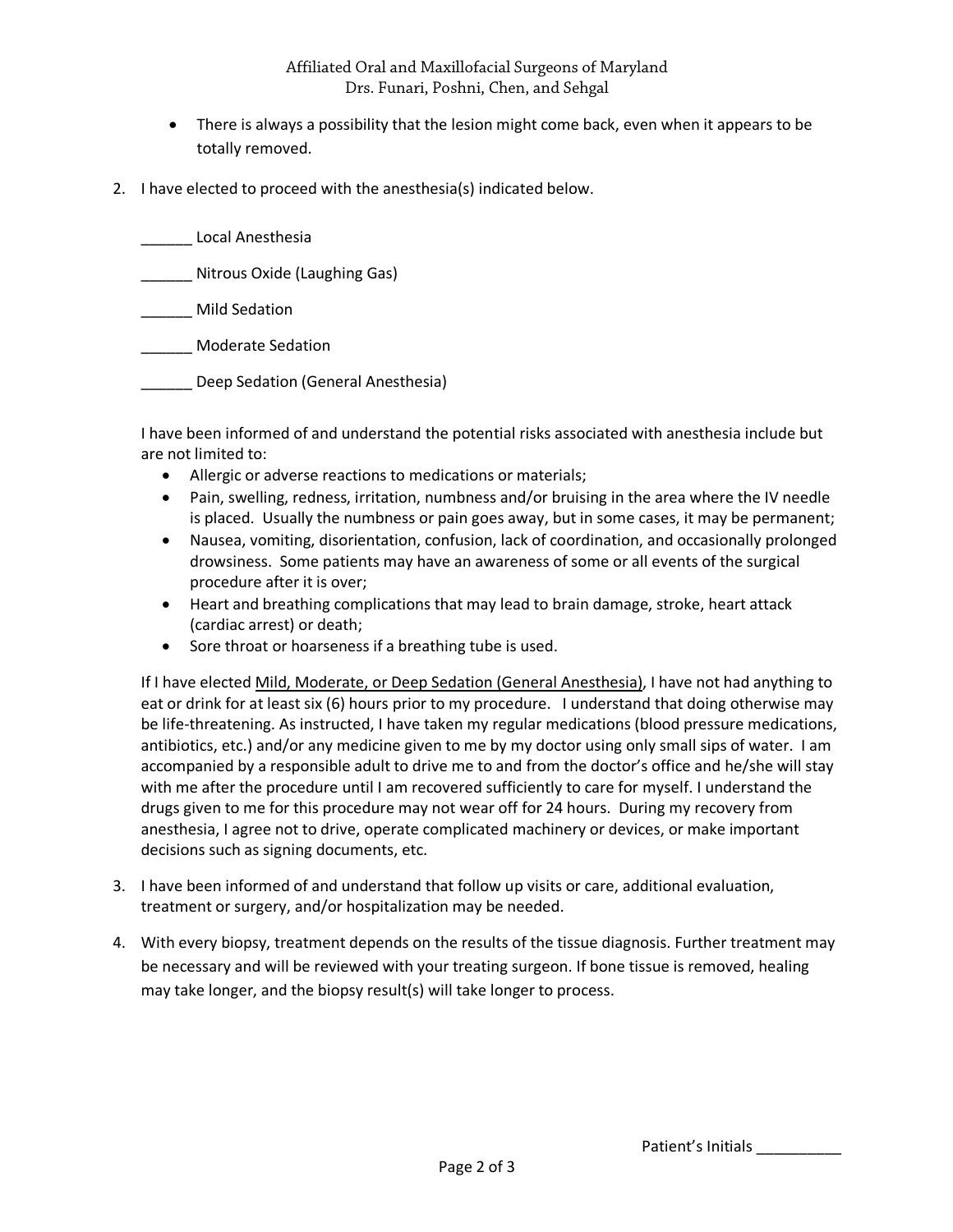- There is always a possibility that the lesion might come back, even when it appears to be totally removed.

2. I have elected to proceed with the anesthesia(s) indicated below.

   ______ Local Anesthesia

   ______ Nitrous Oxide (Laughing Gas)

   ______ Mild Sedation

   ______ Moderate Sedation

   ______ Deep Sedation (General Anesthesia)

   I have been informed of and understand the potential risks associated with anesthesia include but are not limited to:
   - Allergic or adverse reactions to medications or materials;
   - Pain, swelling, redness, irritation, numbness and/or bruising in the area where the IV needle is placed. Usually the numbness or pain goes away, but in some cases, it may be permanent;
   - Nausea, vomiting, disorientation, confusion, lack of coordination, and occasionally prolonged drowsiness. Some patients may have an awareness of some or all events of the surgical procedure after it is over;
   - Heart and breathing complications that may lead to brain damage, stroke, heart attack (cardiac arrest) or death;
   - Sore throat or hoarseness if a breathing tube is used.

   If I have elected <u>Mild, Moderate, or Deep Sedation (General Anesthesia)</u>, I have not had anything to eat or drink for at least six (6) hours prior to my procedure. I understand that doing otherwise may be life-threatening. As instructed, I have taken my regular medications (blood pressure medications, antibiotics, etc.) and/or any medicine given to me by my doctor using only small sips of water. I am accompanied by a responsible adult to drive me to and from the doctor's office and he/she will stay with me after the procedure until I am recovered sufficiently to care for myself. I understand the drugs given to me for this procedure may not wear off for 24 hours. During my recovery from anesthesia, I agree not to drive, operate complicated machinery or devices, or make important decisions such as signing documents, etc.

3. I have been informed of and understand that follow up visits or care, additional evaluation, treatment or surgery, and/or hospitalization may be needed.

4. With every biopsy, treatment depends on the results of the tissue diagnosis. Further treatment may be necessary and will be reviewed with your treating surgeon. If bone tissue is removed, healing may take longer, and the biopsy result(s) will take longer to process.

Patient's Initials __________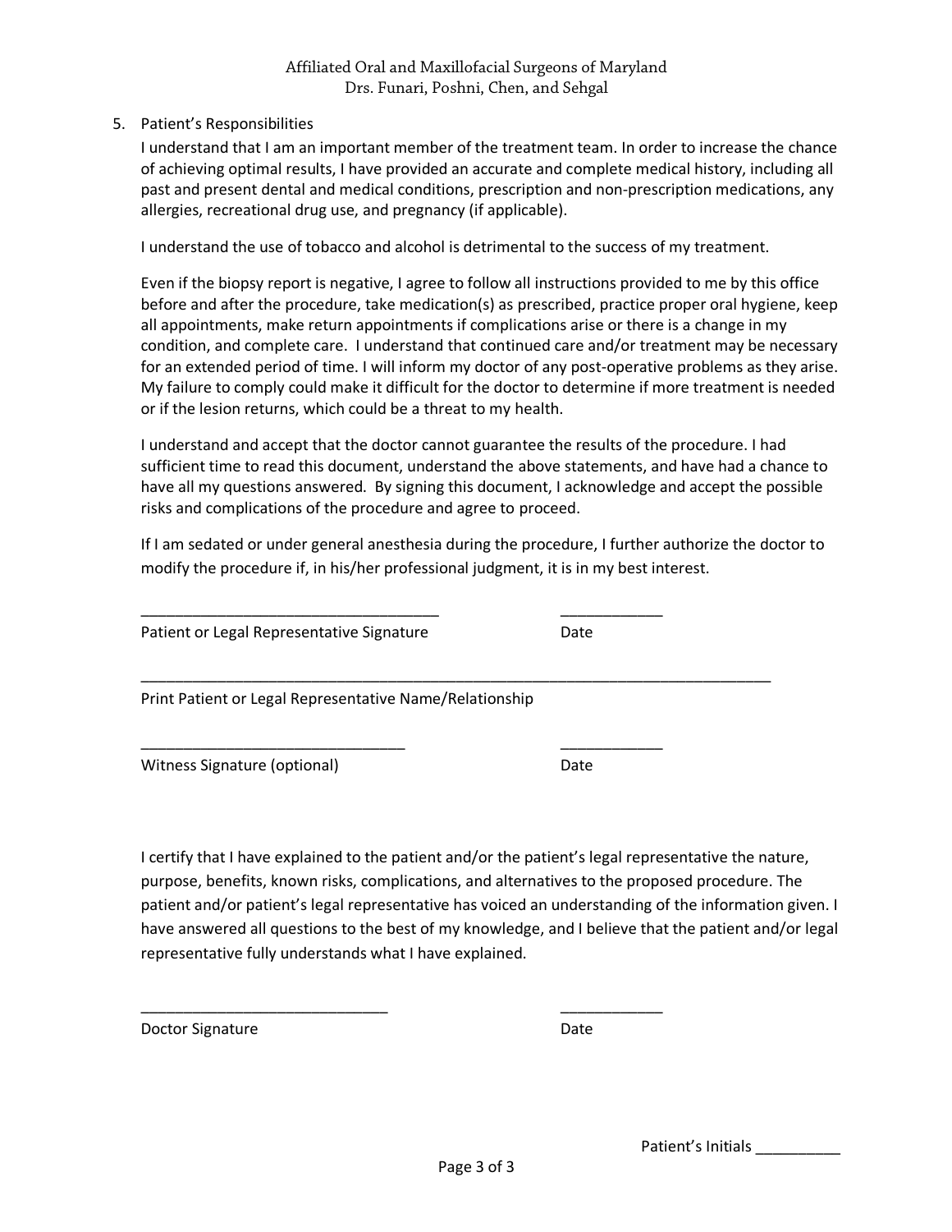5. Patient's Responsibilities

   I understand that I am an important member of the treatment team. In order to increase the chance of achieving optimal results, I have provided an accurate and complete medical history, including all past and present dental and medical conditions, prescription and non-prescription medications, any allergies, recreational drug use, and pregnancy (if applicable).

   I understand the use of tobacco and alcohol is detrimental to the success of my treatment.

   Even if the biopsy report is negative, I agree to follow all instructions provided to me by this office before and after the procedure, take medication(s) as prescribed, practice proper oral hygiene, keep all appointments, make return appointments if complications arise or there is a change in my condition, and complete care. I understand that continued care and/or treatment may be necessary for an extended period of time. I will inform my doctor of any post-operative problems as they arise. My failure to comply could make it difficult for the doctor to determine if more treatment is needed or if the lesion returns, which could be a threat to my health.

   I understand and accept that the doctor cannot guarantee the results of the procedure. I had sufficient time to read this document, understand the above statements, and have had a chance to have all my questions answered. By signing this document, I acknowledge and accept the possible risks and complications of the procedure and agree to proceed.

   If I am sedated or under general anesthesia during the procedure, I further authorize the doctor to modify the procedure if, in his/her professional judgment, it is in my best interest.

___________________________________ ____________

Patient or Legal Representative Signature Date

_____________________________________________________________________________

Print Patient or Legal Representative Name/Relationship

_______________________________ ____________

Witness Signature (optional) Date

I certify that I have explained to the patient and/or the patient's legal representative the nature, purpose, benefits, known risks, complications, and alternatives to the proposed procedure. The patient and/or patient's legal representative has voiced an understanding of the information given. I have answered all questions to the best of my knowledge, and I believe that the patient and/or legal representative fully understands what I have explained.

_____________________________ ____________

Doctor Signature Date

Patient's Initials __________